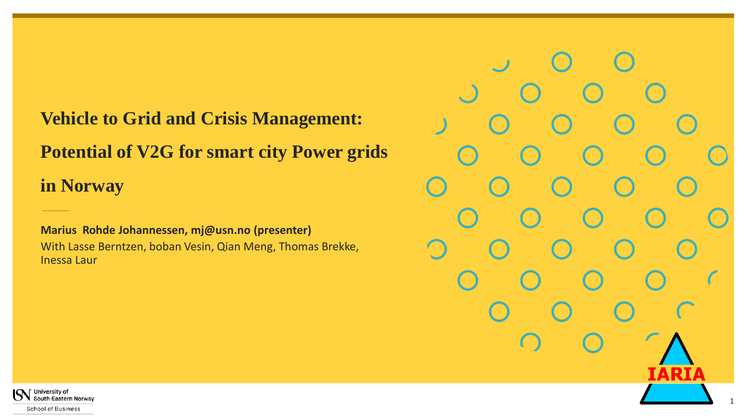# Vehicle to Grid and Crisis Management: Potential of V2G for smart city Power grids in Norway

**Marius Rohde Johannessen, mj@usn.no (presenter)**

With Lasse Berntzen, boban Vesin, Qian Meng, Thomas Brekke, Inessa Laur

IARIA

University of South-Eastern Norway

School of Business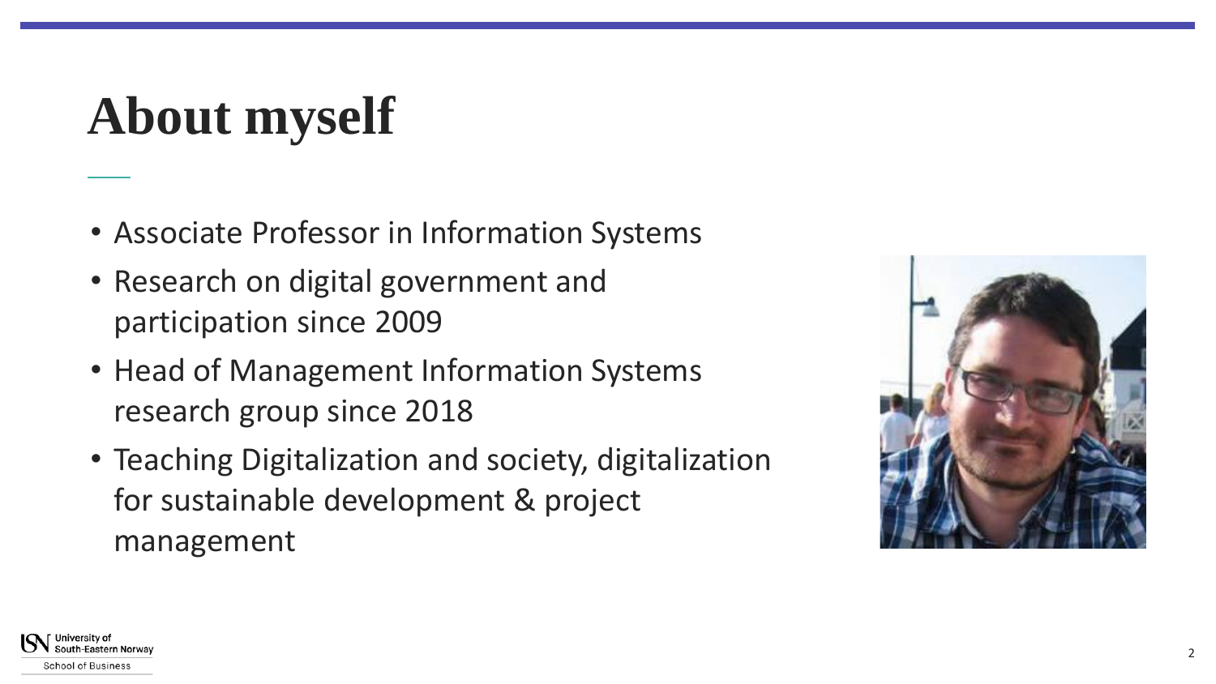# About myself

- Associate Professor in Information Systems
- Research on digital government and participation since 2009
- Head of Management Information Systems research group since 2018
- Teaching Digitalization and society, digitalization for sustainable development & project management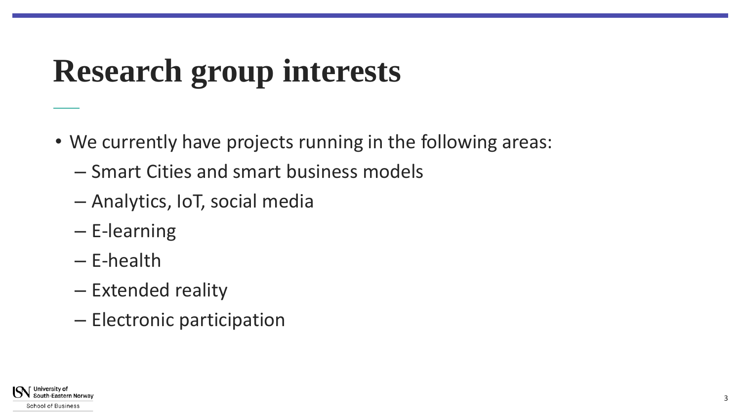# Research group interests

- We currently have projects running in the following areas:
  - Smart Cities and smart business models
  - Analytics, IoT, social media
  - E-learning
  - E-health
  - Extended reality
  - Electronic participation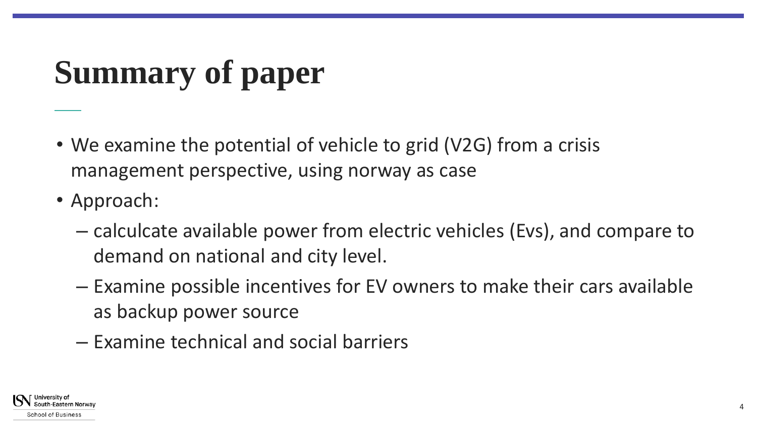# Summary of paper

- We examine the potential of vehicle to grid (V2G) from a crisis management perspective, using norway as case
- Approach:
  - calculcate available power from electric vehicles (Evs), and compare to demand on national and city level.
  - Examine possible incentives for EV owners to make their cars available as backup power source
  - Examine technical and social barriers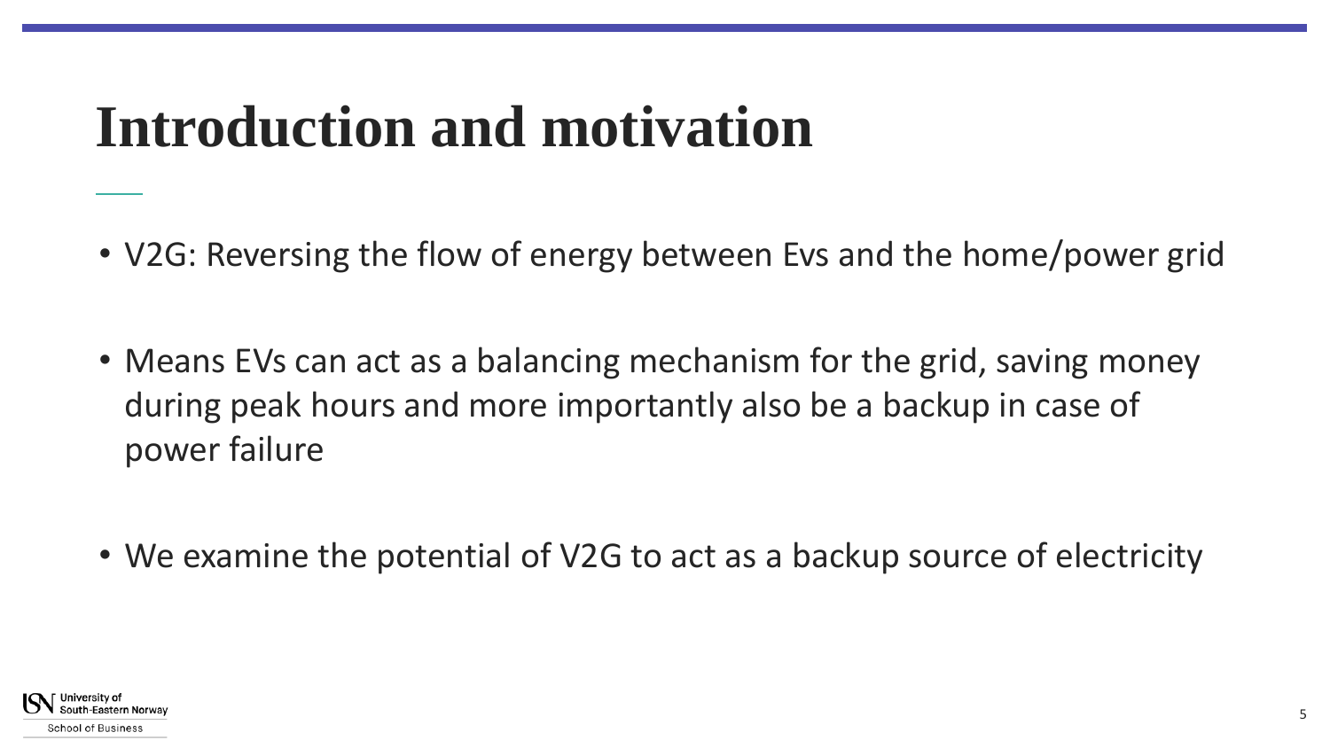# Introduction and motivation

- V2G: Reversing the flow of energy between Evs and the home/power grid
- Means EVs can act as a balancing mechanism for the grid, saving money during peak hours and more importantly also be a backup in case of power failure
- We examine the potential of V2G to act as a backup source of electricity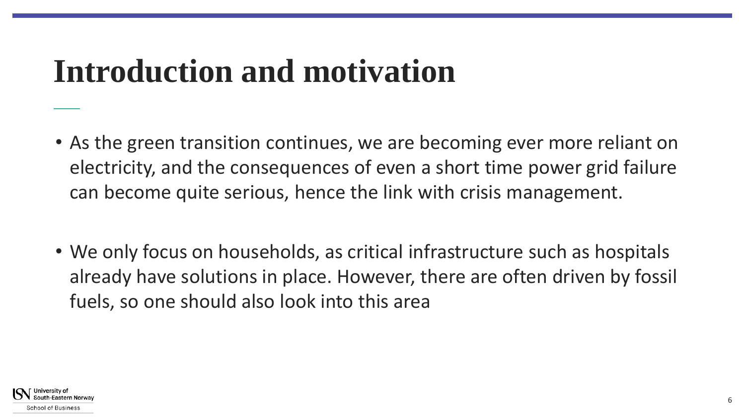# Introduction and motivation

- As the green transition continues, we are becoming ever more reliant on electricity, and the consequences of even a short time power grid failure can become quite serious, hence the link with crisis management.

- We only focus on households, as critical infrastructure such as hospitals already have solutions in place. However, there are often driven by fossil fuels, so one should also look into this area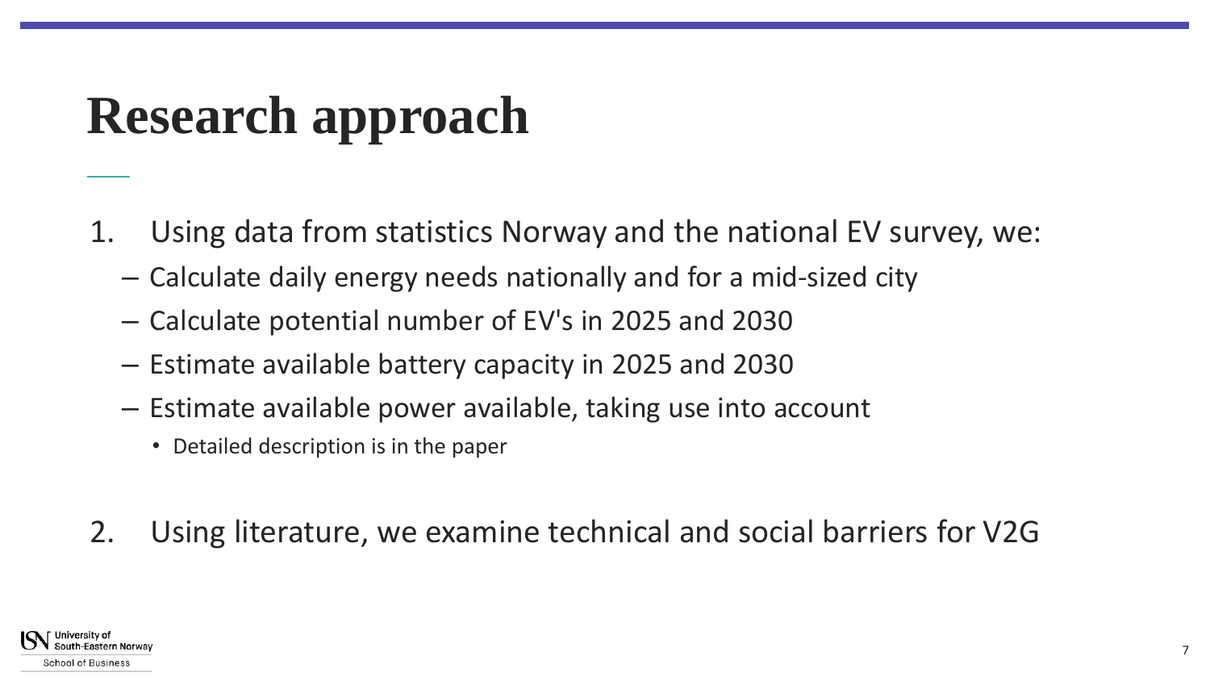# Research approach

1. Using data from statistics Norway and the national EV survey, we:
   - Calculate daily energy needs nationally and for a mid-sized city
   - Calculate potential number of EV's in 2025 and 2030
   - Estimate available battery capacity in 2025 and 2030
   - Estimate available power available, taking use into account
     - Detailed description is in the paper

2. Using literature, we examine technical and social barriers for V2G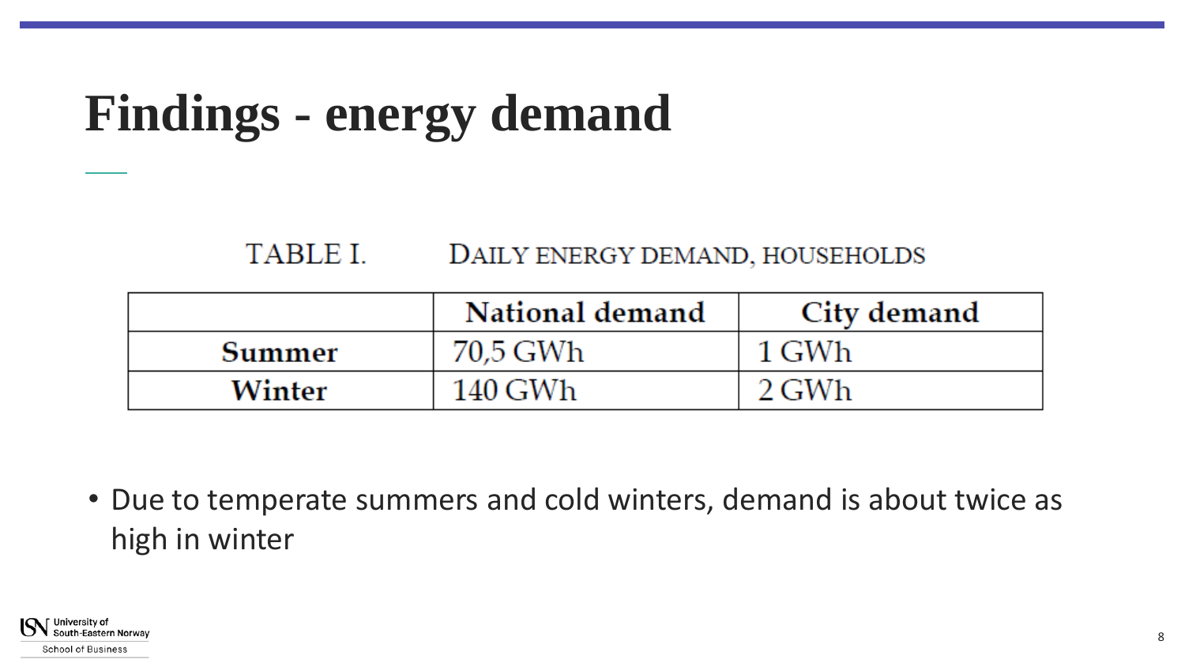# Findings - energy demand

TABLE I. DAILY ENERGY DEMAND, HOUSEHOLDS

| | National demand | City demand |
|---|---|---|
| **Summer** | 70,5 GWh | 1 GWh |
| **Winter** | 140 GWh | 2 GWh |

- Due to temperate summers and cold winters, demand is about twice as high in winter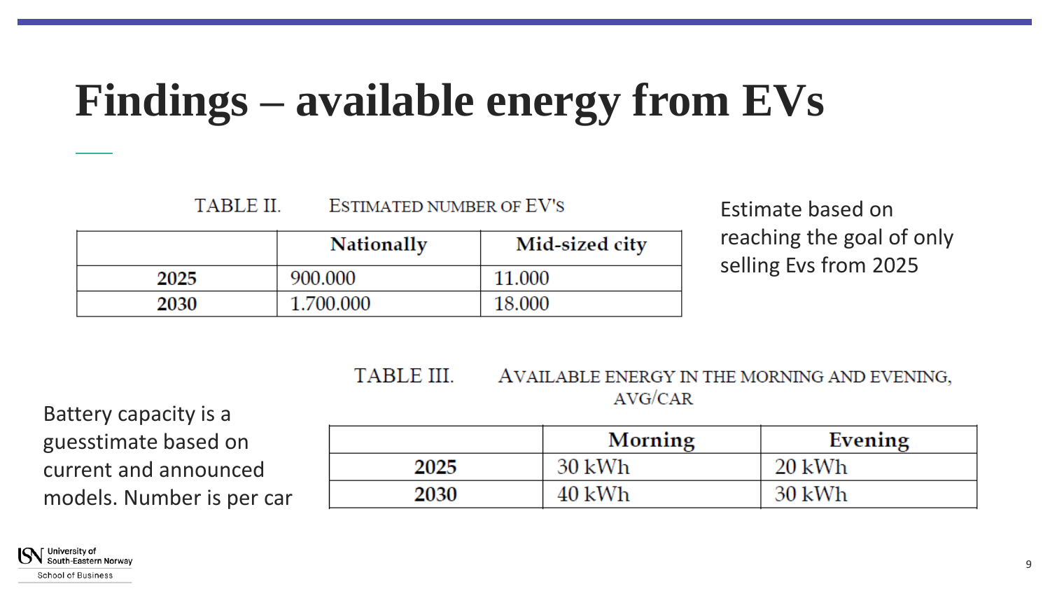# Findings – available energy from EVs

TABLE II. ESTIMATED NUMBER OF EV'S

| | Nationally | Mid-sized city |
|---|---|---|
| **2025** | 900.000 | 11.000 |
| **2030** | 1.700.000 | 18.000 |

Estimate based on reaching the goal of only selling Evs from 2025

TABLE III. AVAILABLE ENERGY IN THE MORNING AND EVENING, AVG/CAR

| | Morning | Evening |
|---|---|---|
| **2025** | 30 kWh | 20 kWh |
| **2030** | 40 kWh | 30 kWh |

Battery capacity is a guesstimate based on current and announced models. Number is per car

University of South-Eastern Norway

School of Business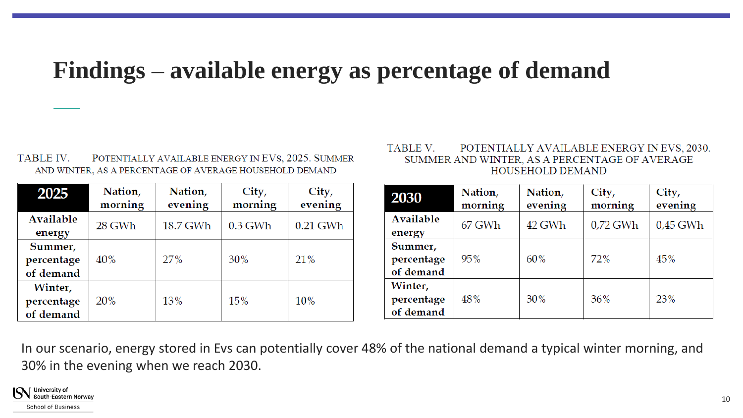# Findings – available energy as percentage of demand

TABLE IV. POTENTIALLY AVAILABLE ENERGY IN EVS, 2025. SUMMER AND WINTER, AS A PERCENTAGE OF AVERAGE HOUSEHOLD DEMAND

| 2025 | Nation, morning | Nation, evening | City, morning | City, evening |
|---|---|---|---|---|
| Available energy | 28 GWh | 18.7 GWh | 0.3 GWh | 0.21 GWh |
| Summer, percentage of demand | 40% | 27% | 30% | 21% |
| Winter, percentage of demand | 20% | 13% | 15% | 10% |

TABLE V. POTENTIALLY AVAILABLE ENERGY IN EVS, 2030. SUMMER AND WINTER, AS A PERCENTAGE OF AVERAGE HOUSEHOLD DEMAND

| 2030 | Nation, morning | Nation, evening | City, morning | City, evening |
|---|---|---|---|---|
| Available energy | 67 GWh | 42 GWh | 0,72 GWh | 0,45 GWh |
| Summer, percentage of demand | 95% | 60% | 72% | 45% |
| Winter, percentage of demand | 48% | 30% | 36% | 23% |

In our scenario, energy stored in Evs can potentially cover 48% of the national demand a typical winter morning, and 30% in the evening when we reach 2030.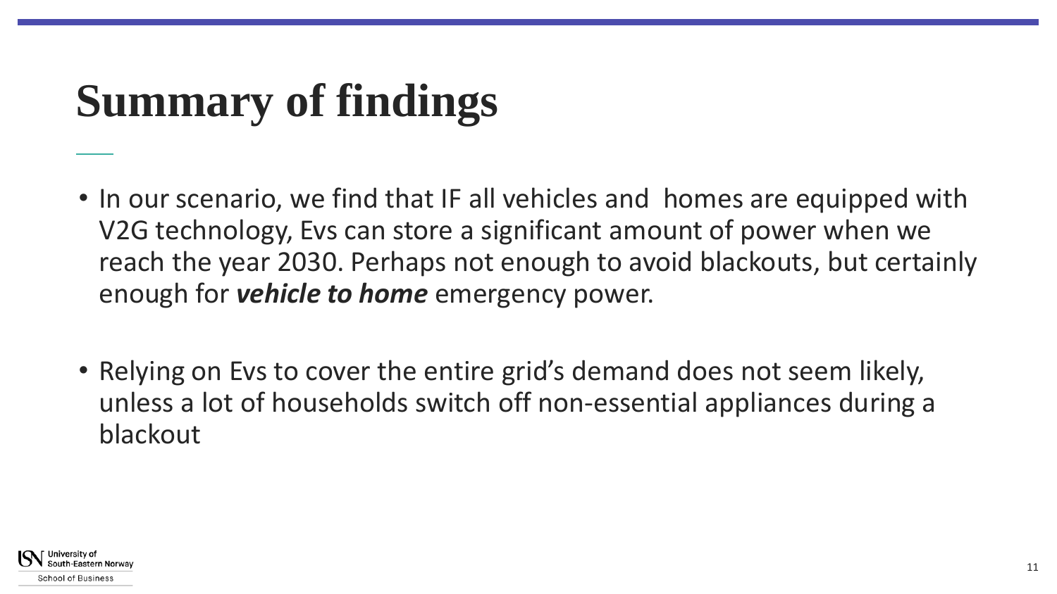# Summary of findings

- In our scenario, we find that IF all vehicles and homes are equipped with V2G technology, Evs can store a significant amount of power when we reach the year 2030. Perhaps not enough to avoid blackouts, but certainly enough for ***vehicle to home*** emergency power.

- Relying on Evs to cover the entire grid's demand does not seem likely, unless a lot of households switch off non-essential appliances during a blackout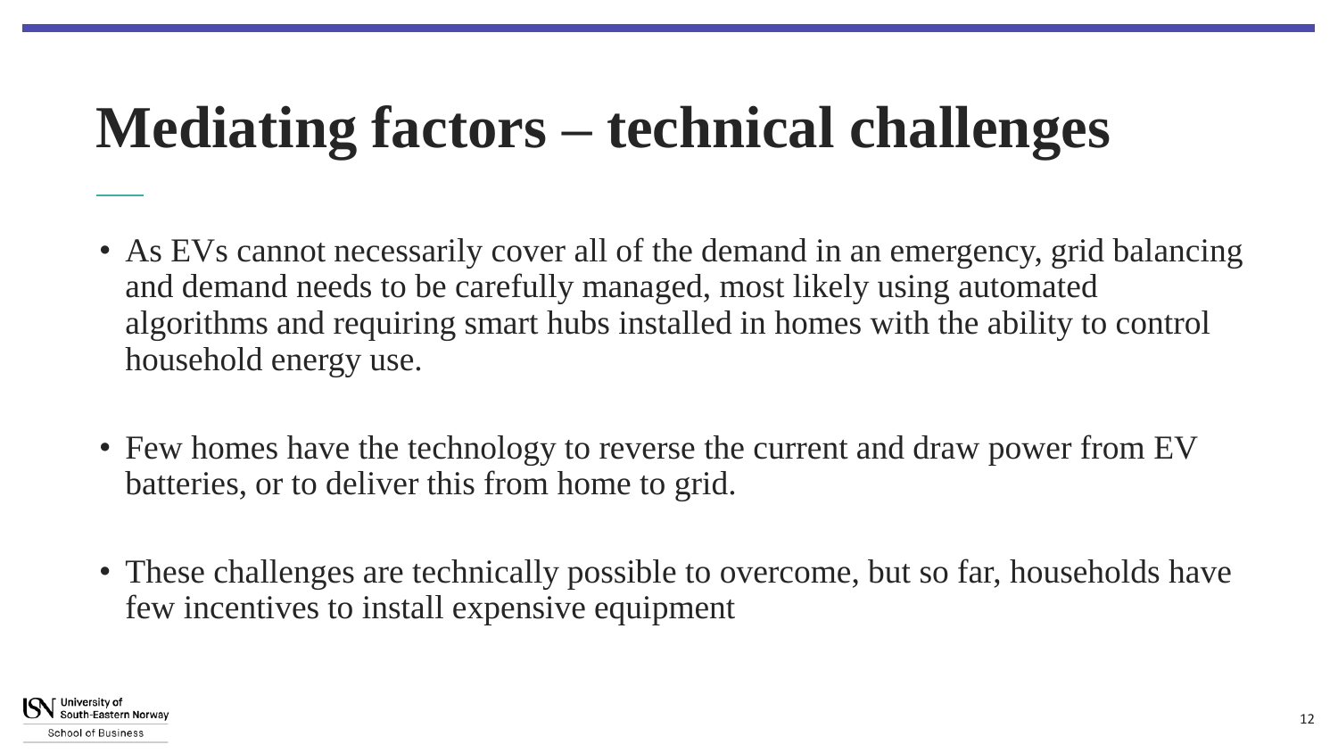# Mediating factors – technical challenges

- As EVs cannot necessarily cover all of the demand in an emergency, grid balancing and demand needs to be carefully managed, most likely using automated algorithms and requiring smart hubs installed in homes with the ability to control household energy use.

- Few homes have the technology to reverse the current and draw power from EV batteries, or to deliver this from home to grid.

- These challenges are technically possible to overcome, but so far, households have few incentives to install expensive equipment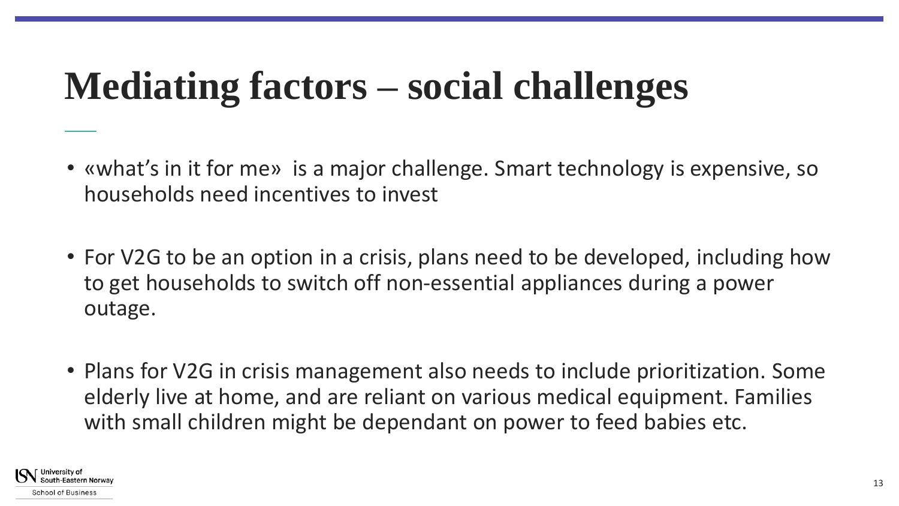# Mediating factors – social challenges

- «what's in it for me» is a major challenge. Smart technology is expensive, so households need incentives to invest

- For V2G to be an option in a crisis, plans need to be developed, including how to get households to switch off non-essential appliances during a power outage.

- Plans for V2G in crisis management also needs to include prioritization. Some elderly live at home, and are reliant on various medical equipment. Families with small children might be dependant on power to feed babies etc.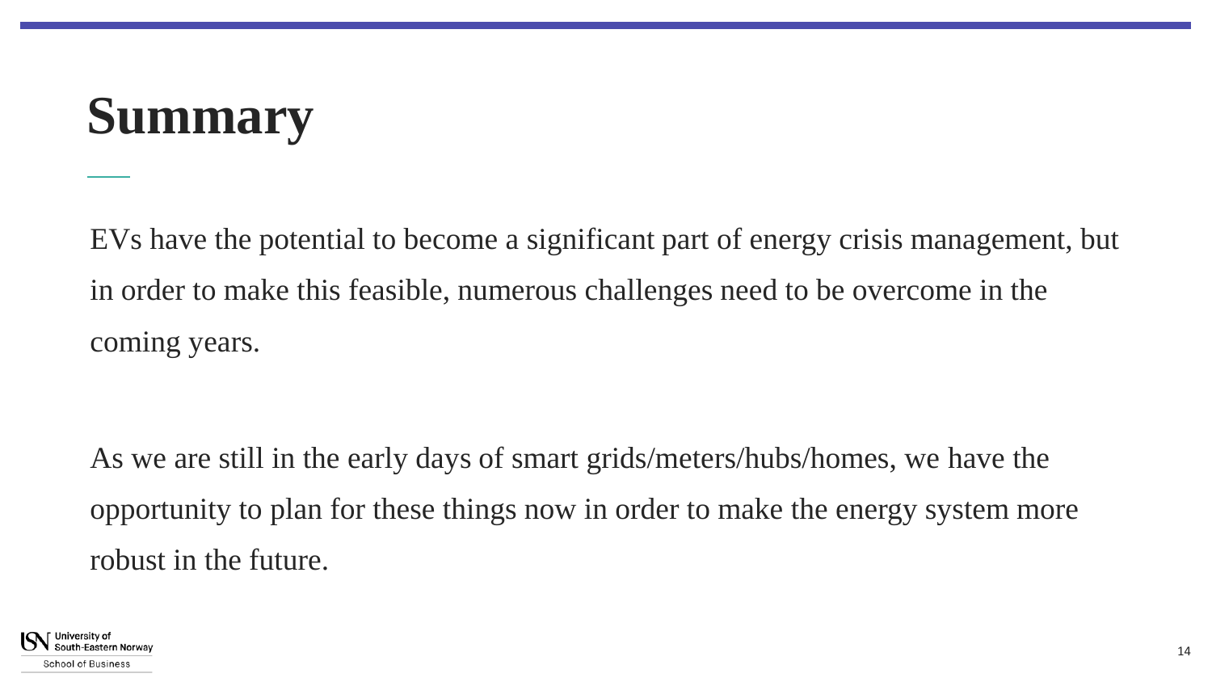# Summary

EVs have the potential to become a significant part of energy crisis management, but in order to make this feasible, numerous challenges need to be overcome in the coming years.

As we are still in the early days of smart grids/meters/hubs/homes, we have the opportunity to plan for these things now in order to make the energy system more robust in the future.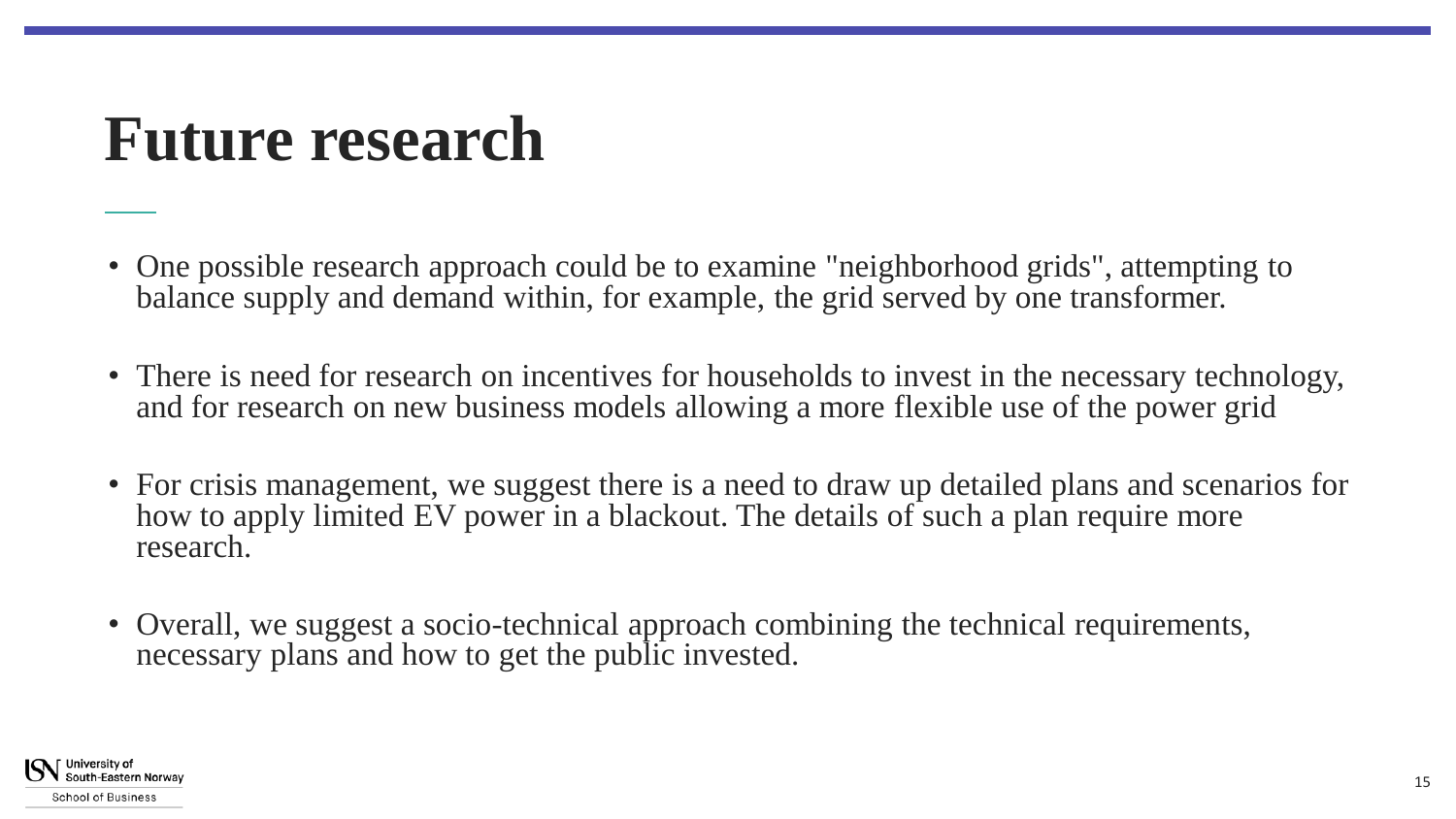# Future research

- One possible research approach could be to examine "neighborhood grids", attempting to balance supply and demand within, for example, the grid served by one transformer.

- There is need for research on incentives for households to invest in the necessary technology, and for research on new business models allowing a more flexible use of the power grid

- For crisis management, we suggest there is a need to draw up detailed plans and scenarios for how to apply limited EV power in a blackout. The details of such a plan require more research.

- Overall, we suggest a socio-technical approach combining the technical requirements, necessary plans and how to get the public invested.